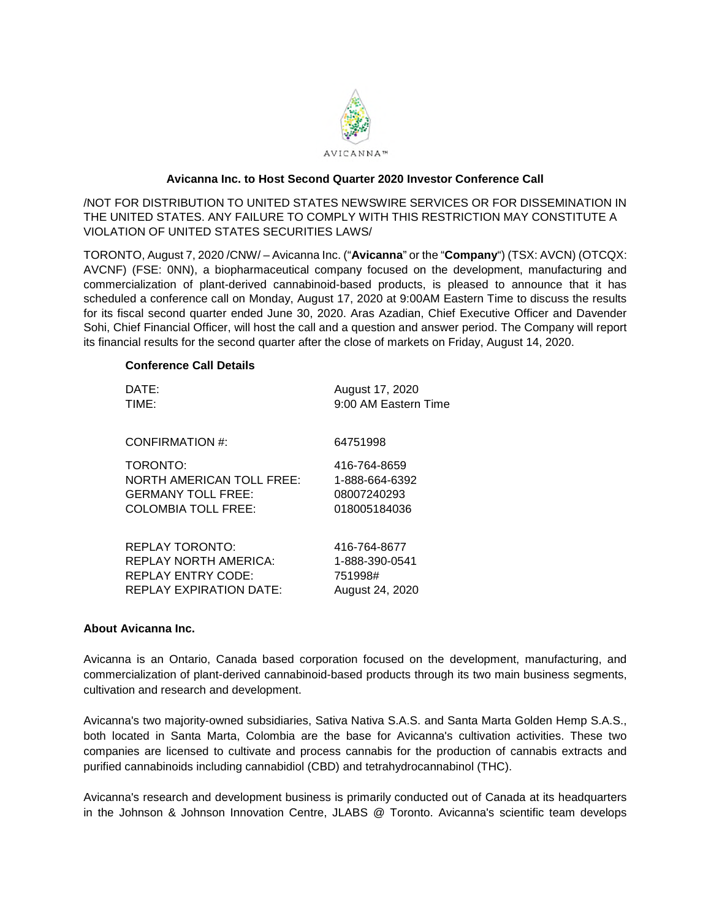AVICANNA™

# Avicanna Inc. to Host Second Quarter 2020 Investor Conference Call

/NOT FOR DISTRIBUTION TO UNITED STATES NEWSWIRE SERVICES OR FOR DISSEMINATION IN THE UNITED STATES. ANY FAILURE TO COMPLY WITH THIS RESTRICTION MAY CONSTITUTE A VIOLATION OF UNITED STATES SECURITIES LAWS/

TORONTO, August 7, 2020 /CNW/ – Avicanna Inc. ("**Avicanna**" or the "**Company**") (TSX: AVCN) (OTCQX: AVCNF) (FSE: 0NN), a biopharmaceutical company focused on the development, manufacturing and commercialization of plant-derived cannabinoid-based products, is pleased to announce that it has scheduled a conference call on Monday, August 17, 2020 at 9:00AM Eastern Time to discuss the results for its fiscal second quarter ended June 30, 2020. Aras Azadian, Chief Executive Officer and Davender Sohi, Chief Financial Officer, will host the call and a question and answer period. The Company will report its financial results for the second quarter after the close of markets on Friday, August 14, 2020.

**Conference Call Details**

| | |
|---|---|
| DATE: | August 17, 2020 |
| TIME: | 9:00 AM Eastern Time |
| CONFIRMATION #: | 64751998 |
| TORONTO: | 416-764-8659 |
| NORTH AMERICAN TOLL FREE: | 1-888-664-6392 |
| GERMANY TOLL FREE: | 08007240293 |
| COLOMBIA TOLL FREE: | 018005184036 |
| REPLAY TORONTO: | 416-764-8677 |
| REPLAY NORTH AMERICA: | 1-888-390-0541 |
| REPLAY ENTRY CODE: | 751998# |
| REPLAY EXPIRATION DATE: | August 24, 2020 |

**About Avicanna Inc.**

Avicanna is an Ontario, Canada based corporation focused on the development, manufacturing, and commercialization of plant-derived cannabinoid-based products through its two main business segments, cultivation and research and development.

Avicanna's two majority-owned subsidiaries, Sativa Nativa S.A.S. and Santa Marta Golden Hemp S.A.S., both located in Santa Marta, Colombia are the base for Avicanna's cultivation activities. These two companies are licensed to cultivate and process cannabis for the production of cannabis extracts and purified cannabinoids including cannabidiol (CBD) and tetrahydrocannabinol (THC).

Avicanna's research and development business is primarily conducted out of Canada at its headquarters in the Johnson & Johnson Innovation Centre, JLABS @ Toronto. Avicanna's scientific team develops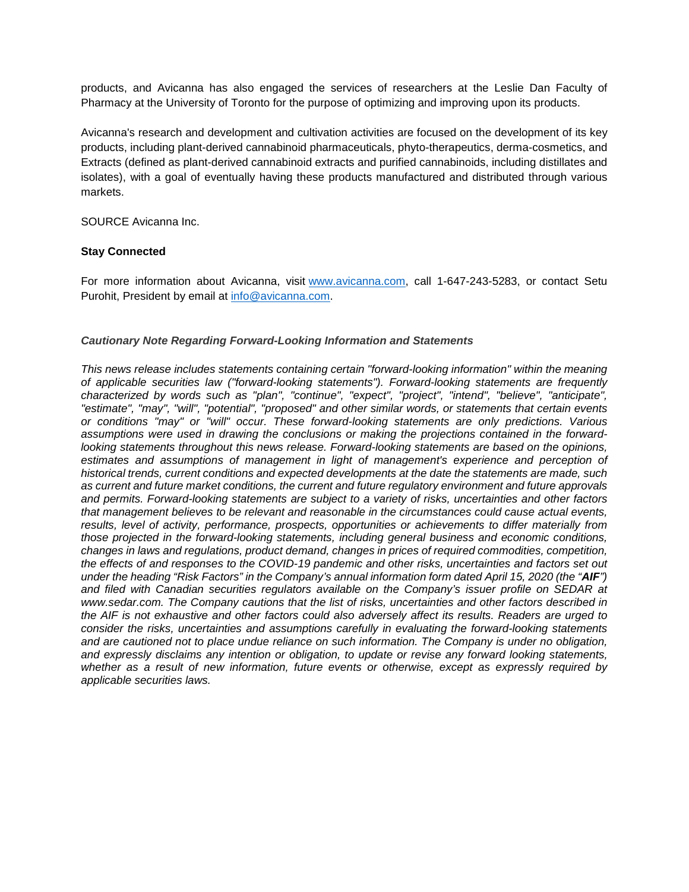products, and Avicanna has also engaged the services of researchers at the Leslie Dan Faculty of Pharmacy at the University of Toronto for the purpose of optimizing and improving upon its products.

Avicanna's research and development and cultivation activities are focused on the development of its key products, including plant-derived cannabinoid pharmaceuticals, phyto-therapeutics, derma-cosmetics, and Extracts (defined as plant-derived cannabinoid extracts and purified cannabinoids, including distillates and isolates), with a goal of eventually having these products manufactured and distributed through various markets.

SOURCE Avicanna Inc.

**Stay Connected**

For more information about Avicanna, visit [www.avicanna.com](http://www.avicanna.com), call 1-647-243-5283, or contact Setu Purohit, President by email at [info@avicanna.com](mailto:info@avicanna.com).

***Cautionary Note Regarding Forward-Looking Information and Statements***

*This news release includes statements containing certain "forward-looking information" within the meaning of applicable securities law ("forward-looking statements"). Forward-looking statements are frequently characterized by words such as "plan", "continue", "expect", "project", "intend", "believe", "anticipate", "estimate", "may", "will", "potential", "proposed" and other similar words, or statements that certain events or conditions "may" or "will" occur. These forward-looking statements are only predictions. Various assumptions were used in drawing the conclusions or making the projections contained in the forward-looking statements throughout this news release. Forward-looking statements are based on the opinions, estimates and assumptions of management in light of management's experience and perception of historical trends, current conditions and expected developments at the date the statements are made, such as current and future market conditions, the current and future regulatory environment and future approvals and permits. Forward-looking statements are subject to a variety of risks, uncertainties and other factors that management believes to be relevant and reasonable in the circumstances could cause actual events, results, level of activity, performance, prospects, opportunities or achievements to differ materially from those projected in the forward-looking statements, including general business and economic conditions, changes in laws and regulations, product demand, changes in prices of required commodities, competition, the effects of and responses to the COVID-19 pandemic and other risks, uncertainties and factors set out under the heading "Risk Factors" in the Company's annual information form dated April 15, 2020 (the "**AIF**") and filed with Canadian securities regulators available on the Company's issuer profile on SEDAR at www.sedar.com. The Company cautions that the list of risks, uncertainties and other factors described in the AIF is not exhaustive and other factors could also adversely affect its results. Readers are urged to consider the risks, uncertainties and assumptions carefully in evaluating the forward-looking statements and are cautioned not to place undue reliance on such information. The Company is under no obligation, and expressly disclaims any intention or obligation, to update or revise any forward looking statements, whether as a result of new information, future events or otherwise, except as expressly required by applicable securities laws.*